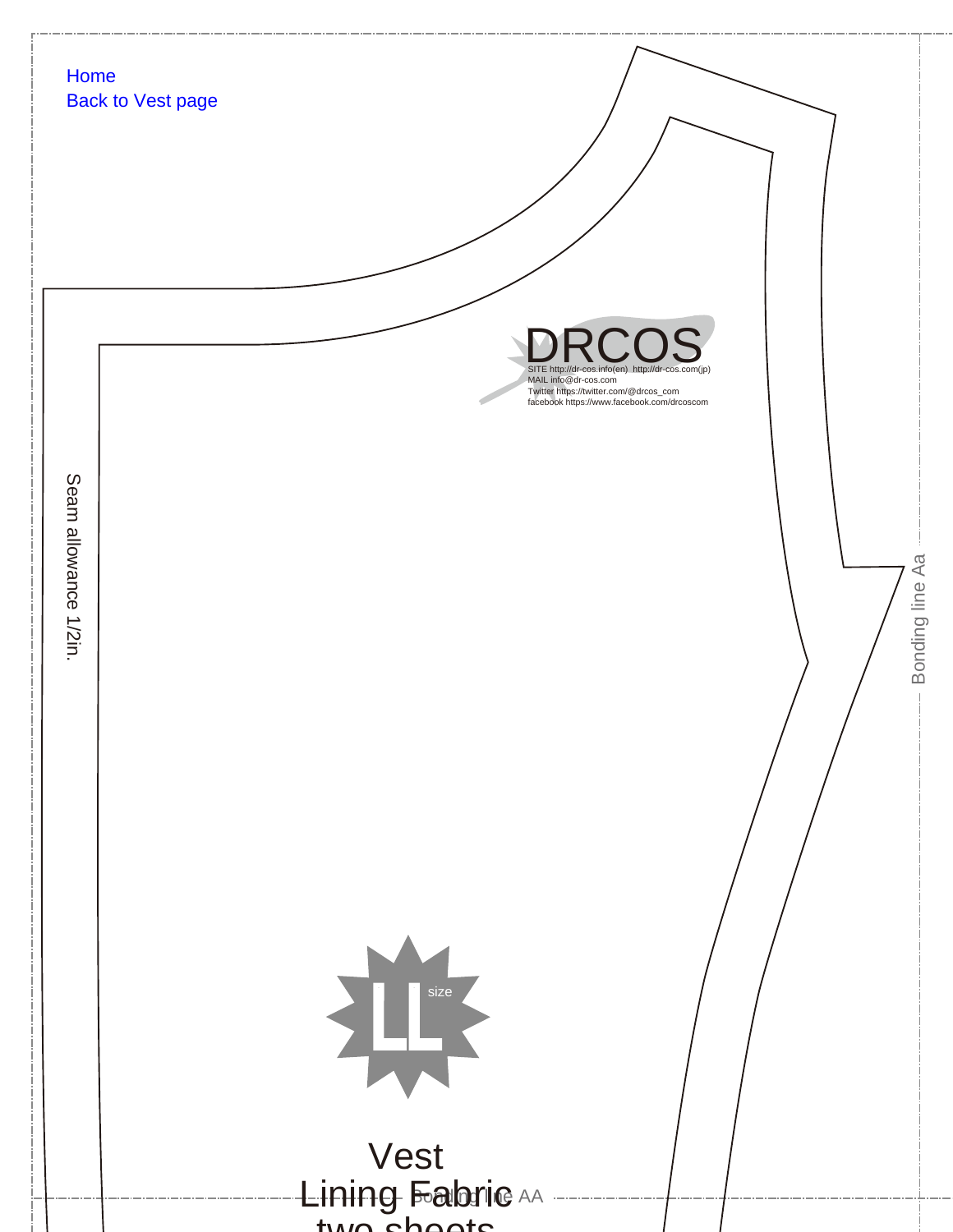Home
Back to Vest page

DRCOS
SITE http://dr-cos.info(en) http://dr-cos.com(jp)
MAIL info@dr-cos.com
Twitter https://twitter.com/@drcos_com
facebook https://www.facebook.com/drcoscom

Seam allowance 1/2in.

Bonding line Aa

LL size

Vest
Lining Fabric
two sheets

Bonding line AA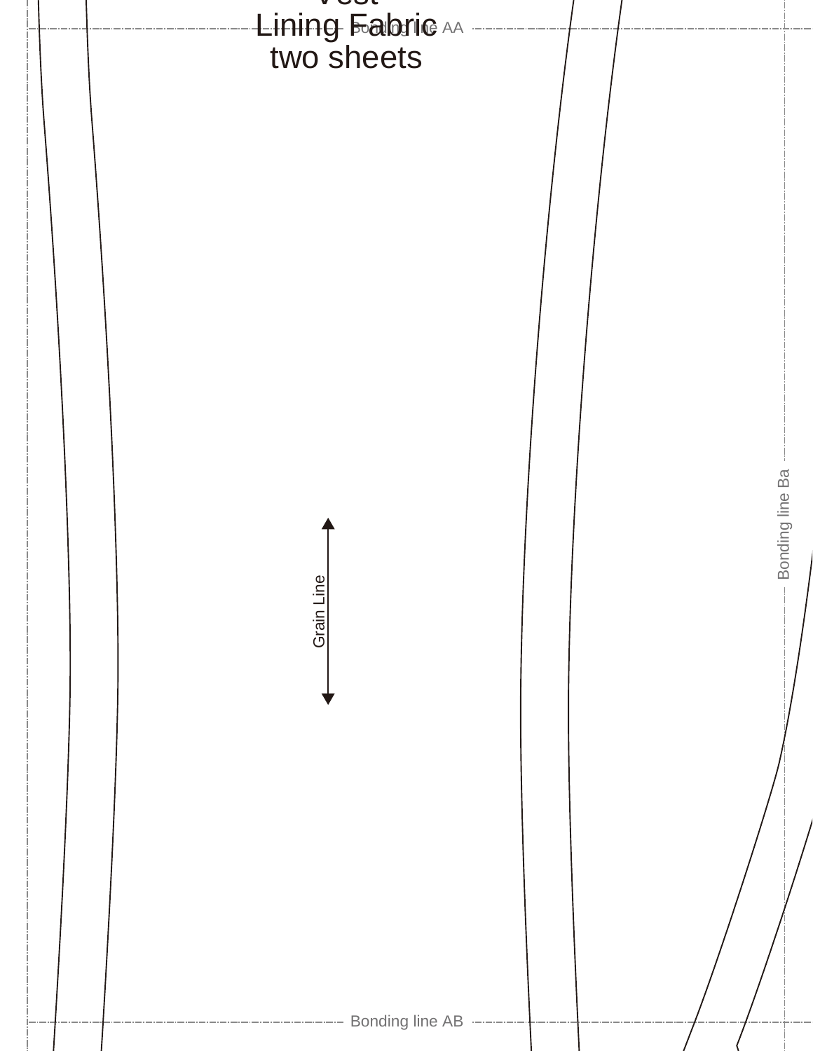Vest
Lining Fabric
two sheets

Bonding line AA

Grain Line

Bonding line Ba

Bonding line AB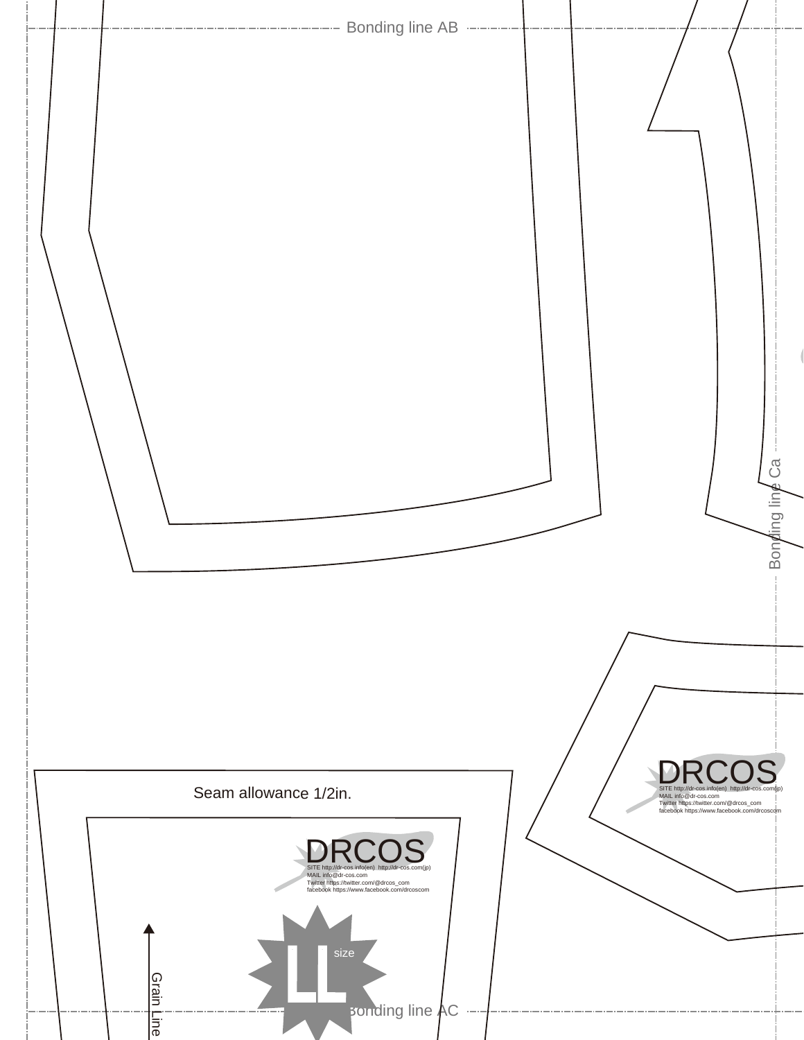Bonding line AB

Bonding line Ca

DRCOS

SITE http://dr-cos.info(en) http://dr-cos.com(jp)
MAIL info@dr-cos.com
Twitter https://twitter.com/@drcos_com
facebook https://www.facebook.com/drcoscom

Seam allowance 1/2in.

DRCOS

SITE http://dr-cos.info(en) http://dr-cos.com(jp)
MAIL info@dr-cos.com
Twitter https://twitter.com/@drcos_com
facebook https://www.facebook.com/drcoscom

LL size

Grain Line

Bonding line AC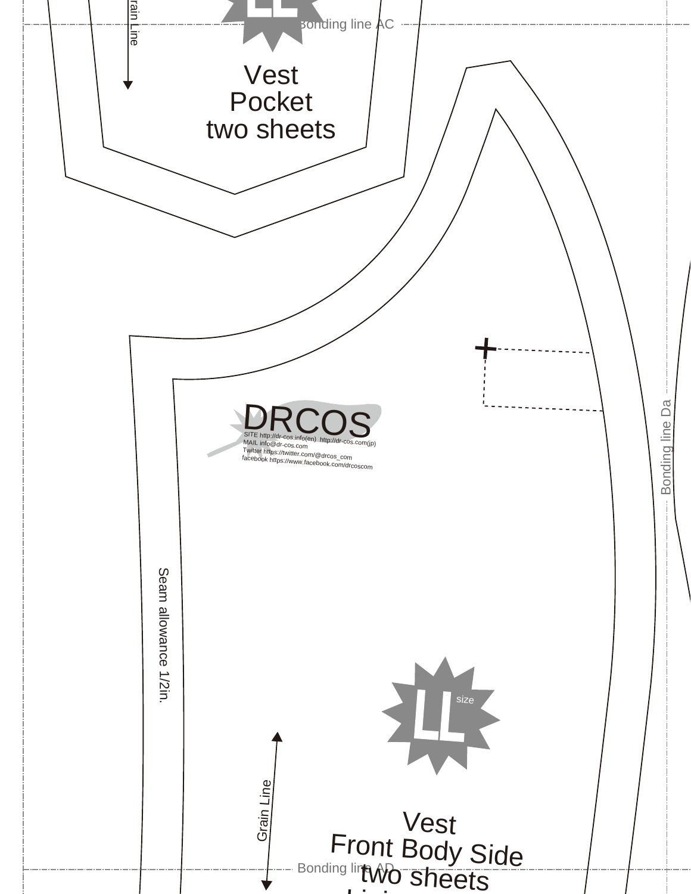Grain Line

Bonding line AC

Vest
Pocket
two sheets

DRCOS

SITE http://dr-cos.info(en) http://dr-cos.com(jp)
MAIL info@dr-cos.com
Twitter https://twitter.com/@drcos_com
facebook https://www.facebook.com/drcoscom

Bonding line Da

Seam allowance 1/2in.

LL size

Grain Line

Vest
Front Body Side
two sheets

Bonding line AD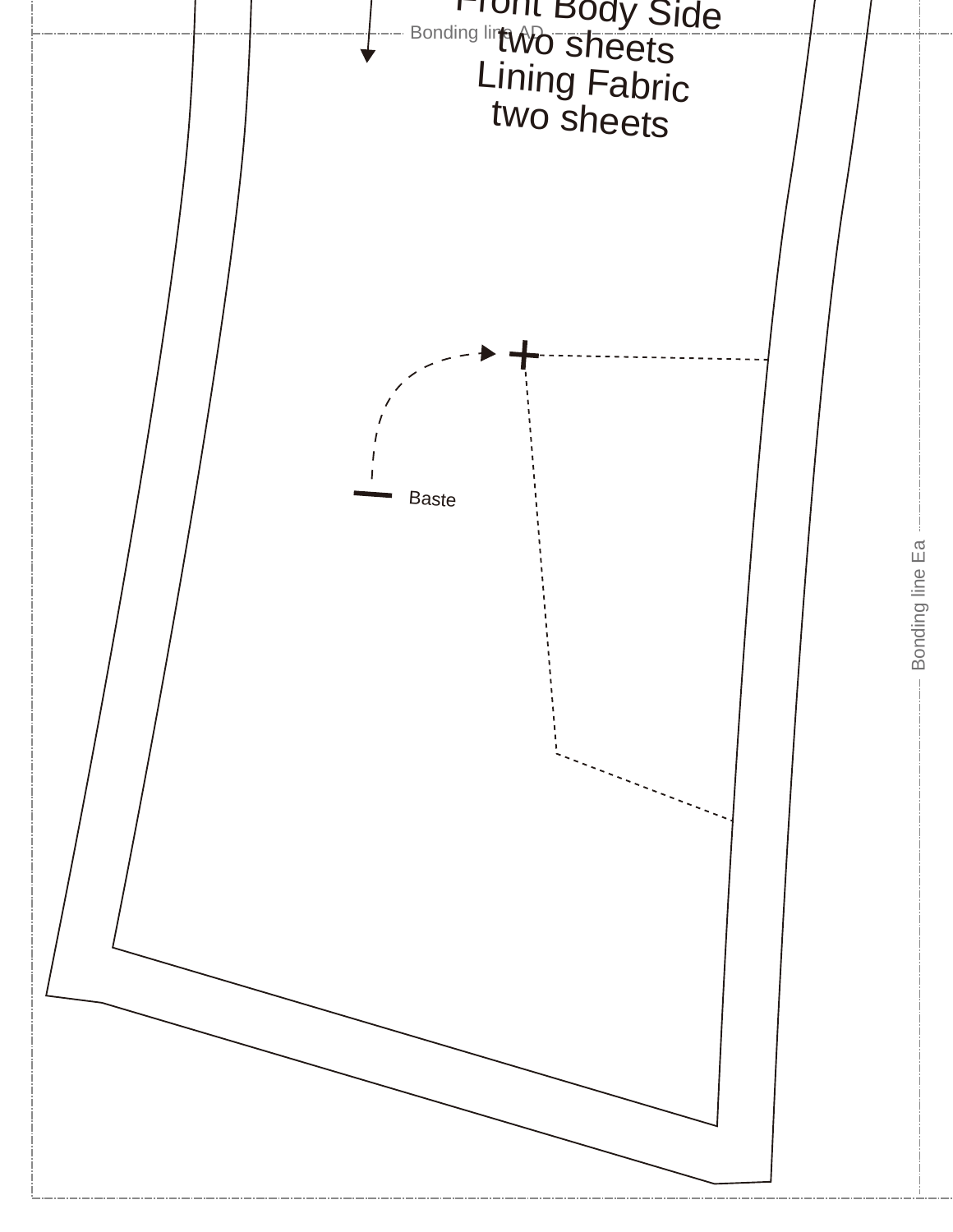Front Body Side
two sheets
Lining Fabric
two sheets

Bonding line AD

Baste

Bonding line Ea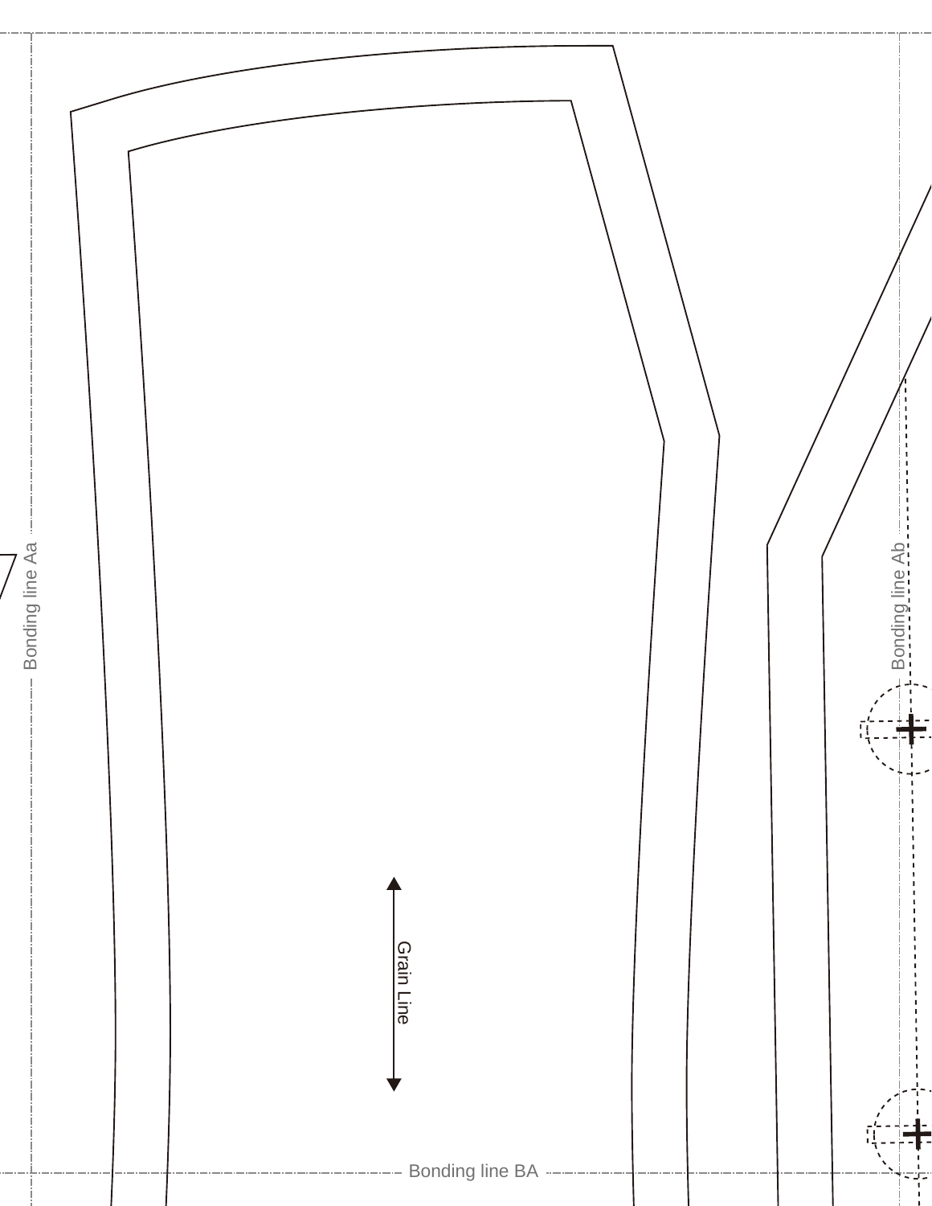Bonding line Aa

Bonding line Ab

Grain Line

Bonding line BA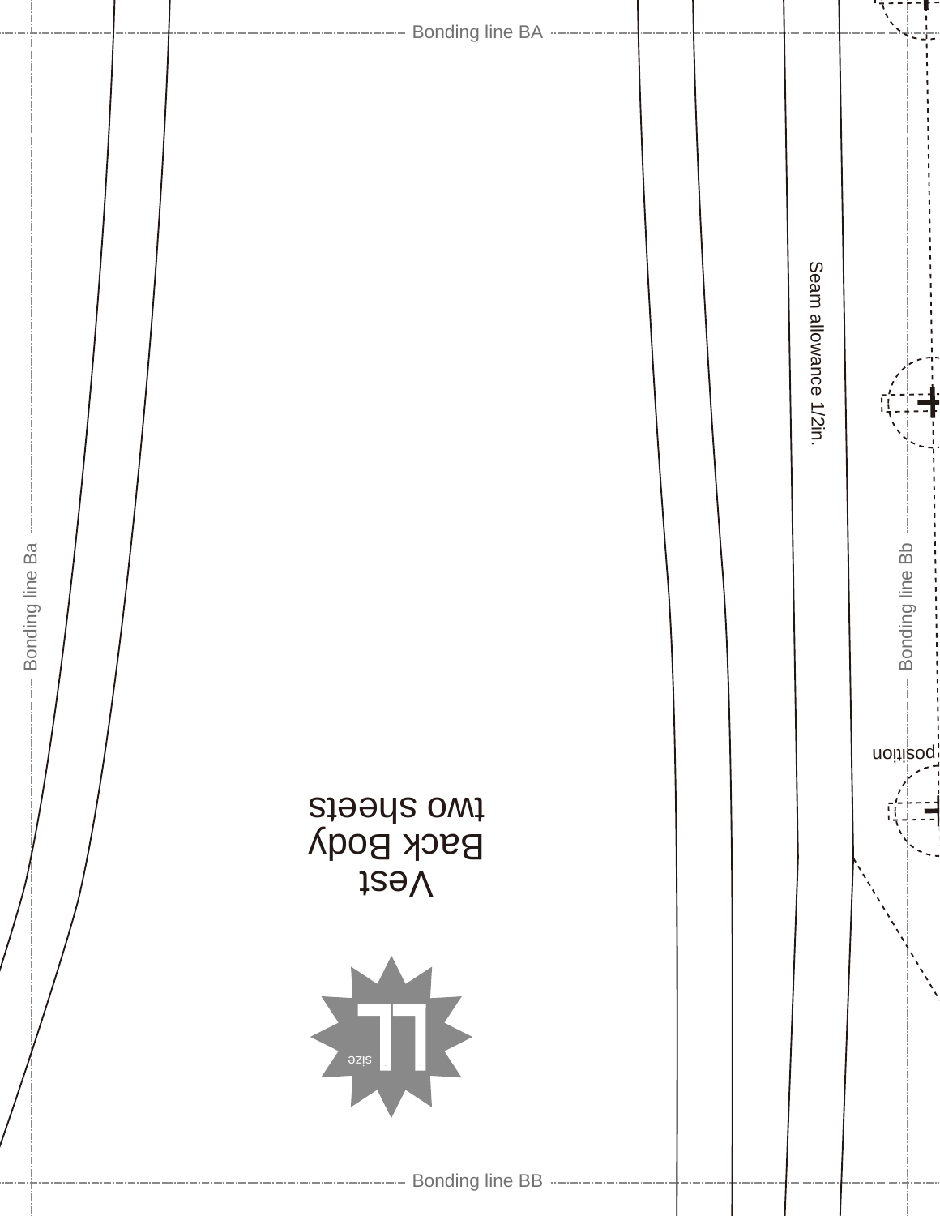Bonding line BA

Bonding line Ba

Bonding line Bb

Seam allowance 1/2in.

position

Vest
Back Body
two sheets

size
LL

Bonding line BB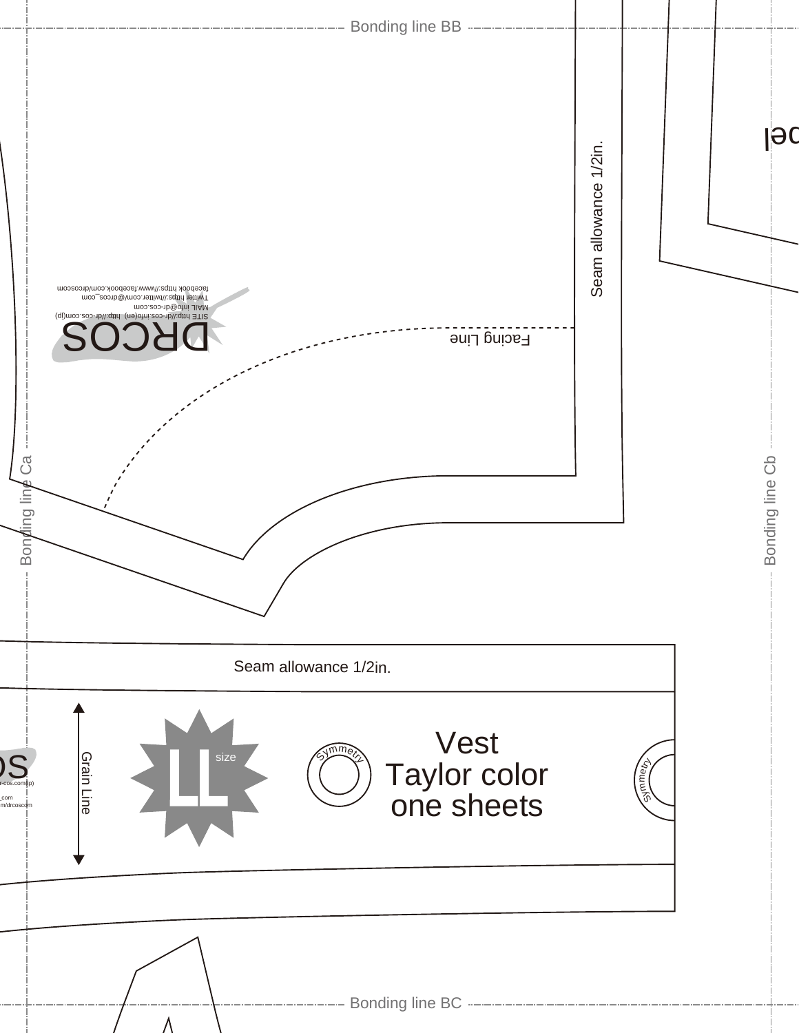Bonding line BB

Seam allowance 1/2in.

Facing Line

DRCOS

SITE http://dr-cos.info(en) http://dr-cos.com(jp)
MAIL info@dr-cos.com
Twitter https://twitter.com/@drcos_com
facebook https://www.facebook.com/drcoscom

Bonding line Ca

Bonding line Cb

Seam allowance 1/2in.

Grain Line

LL size

Symmetry

Vest
Taylor color
one sheets

Symmetry

Bonding line BC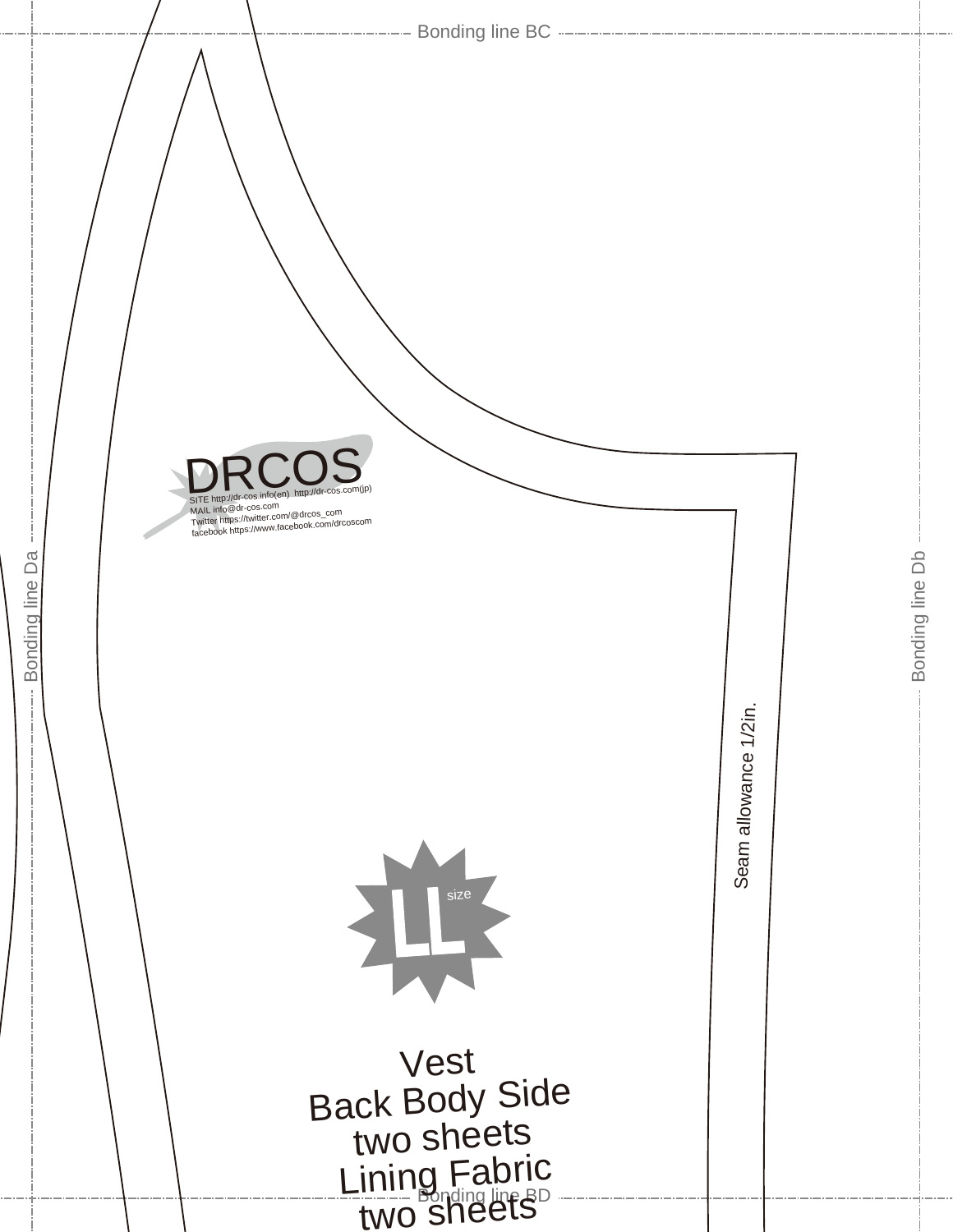Bonding line BC

DRCOS

SITE http://dr-cos.info(en) http://dr-cos.com(jp)
MAIL info@dr-cos.com
Twitter https://twitter.com/@drcos_com
facebook https://www.facebook.com/drcoscom

Bonding line Da

Bonding line Db

Seam allowance 1/2in.

LL size

Vest
Back Body Side
two sheets
Lining Fabric
two sheets

Bonding line BD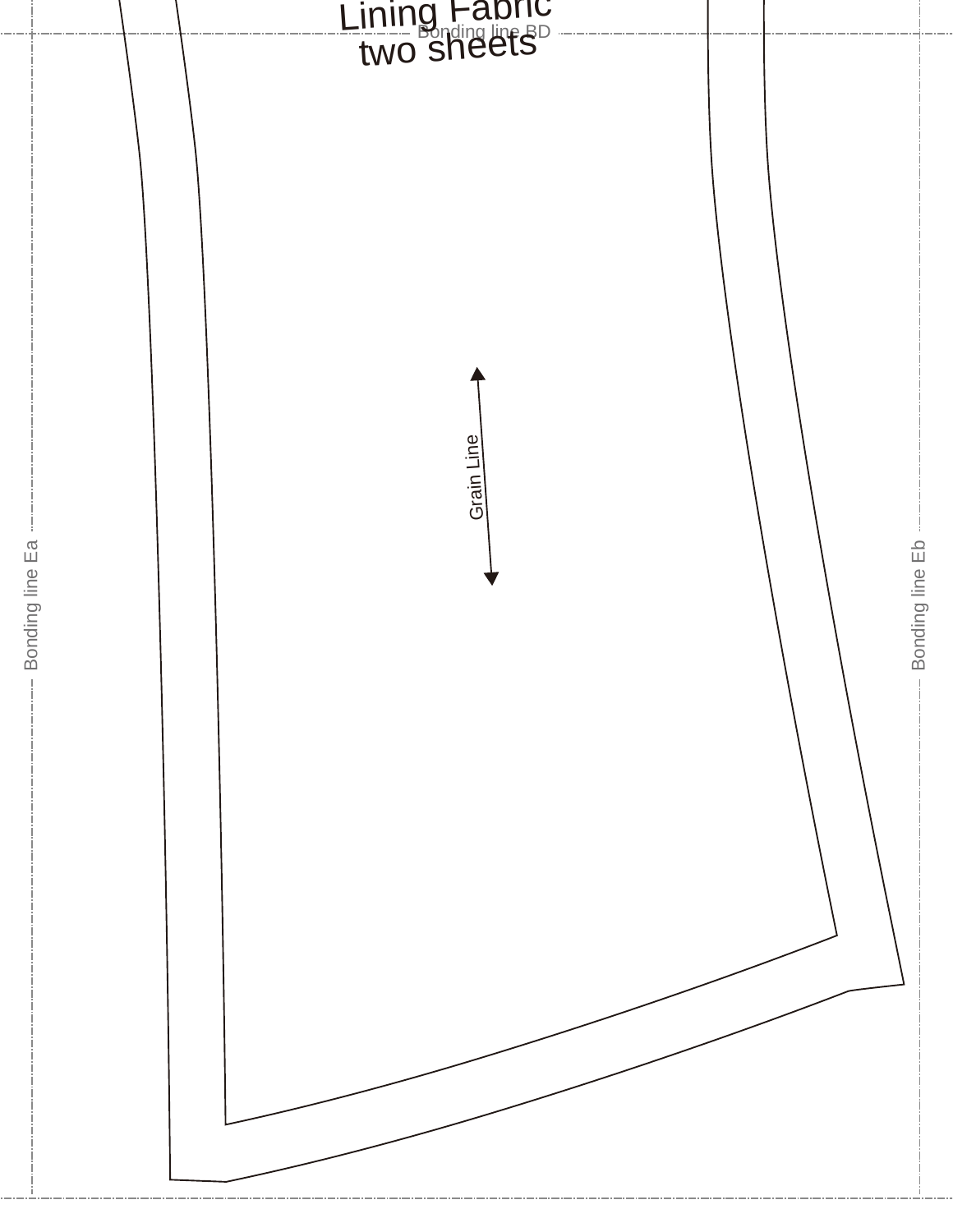Lining Fabric
two sheets

Bonding line BD

Grain Line

Bonding line Ea

Bonding line Eb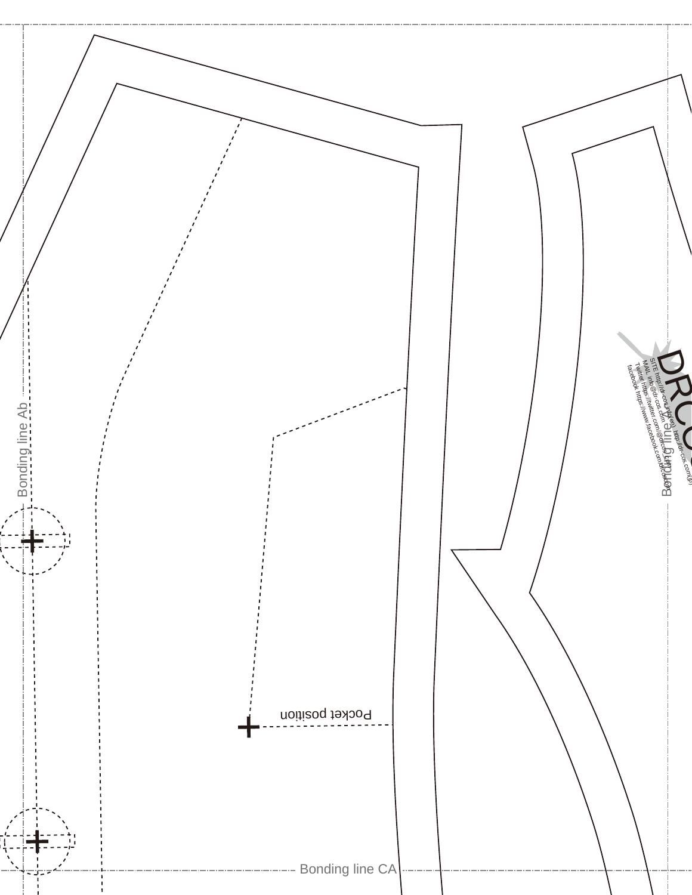Bonding line Ab

Pocket position

Bonding line CA

Bonding line

DRCOS

SITE http://dr-cos.info(en) http://dr-cos.com(jp)
MAIL info@dr-cos.com
Twitter https://twitter.com/@drcos_info
facebook https://www.facebook.com/drcos.info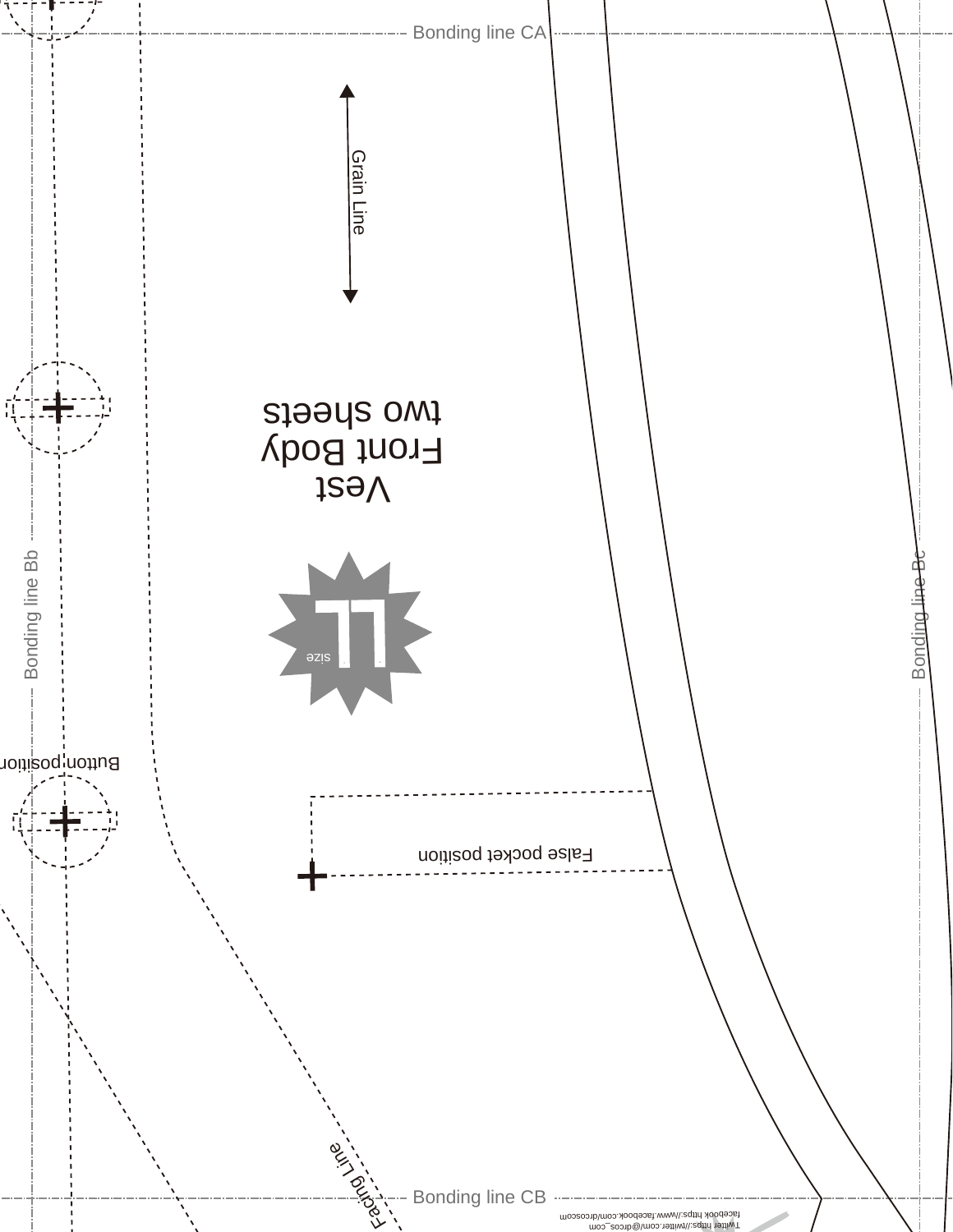Bonding line CA

Grain Line

Vest
Front Body
two sheets

LL
size

Bonding line Bb

Bonding line Bc

Button position

False pocket position

Facing Line

Bonding line CB

Twitter https://twitter.com/@drcos_com
facebook https://www.facebook.com/drcoscom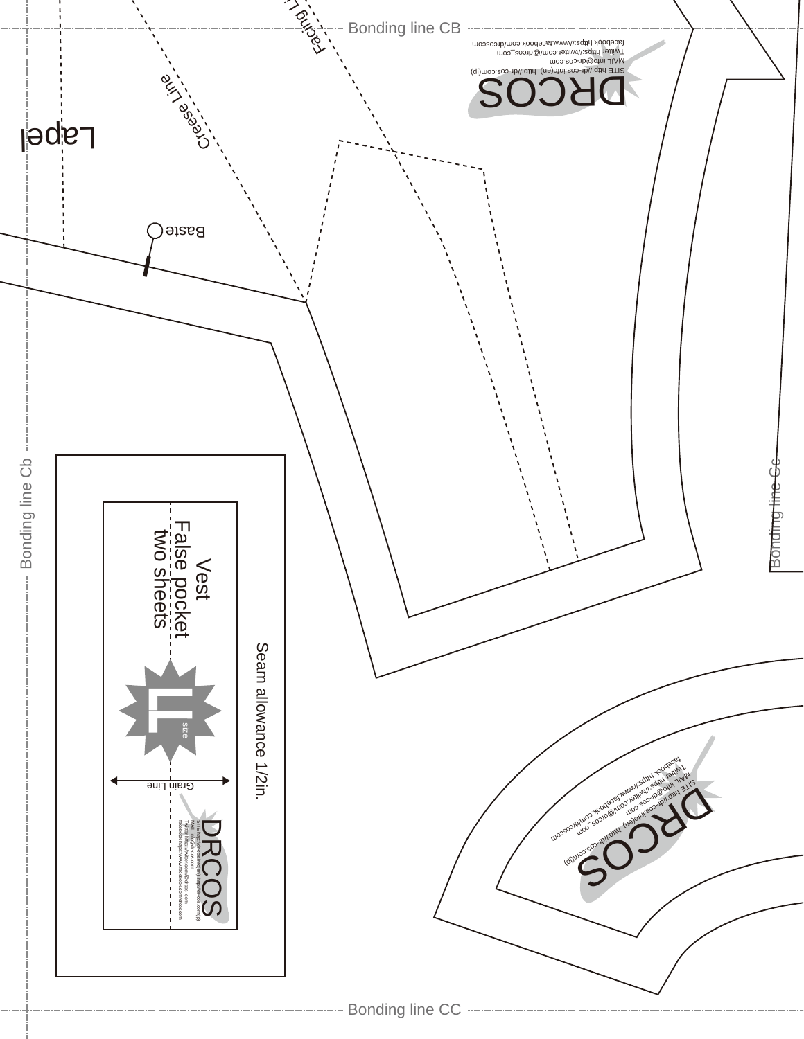Bonding line CB

Facing Li

Lapel

Creese Line

Baste

DRCOS

SITE http://dr-cos.info(en) http://dr-cos.com(jp)
MAIL info@dr-cos.com
Twitter https://twitter.com/@drcos_com
facebook https://www.facebook.com/drcoscom

Bonding line Cb

Bonding line Cc

Vest
False pocket
two sheets

L size

Seam allowance 1/2in.

Grain Line

DRCOS

SITE http://dr-cos.info(en) http://dr-cos.com(jp)
MAIL info@dr-cos.com
Twitter https://twitter.com/@drcos_com
facebook https://www.facebook.com/drcoscom

DRCOS

SITE http://dr-cos.info(en) http://dr-cos.com(jp)
MAIL info@dr-cos.com
Twitter https://twitter.com/@drcos_com
facebook https://www.facebook.com/drcoscom

Bonding line CC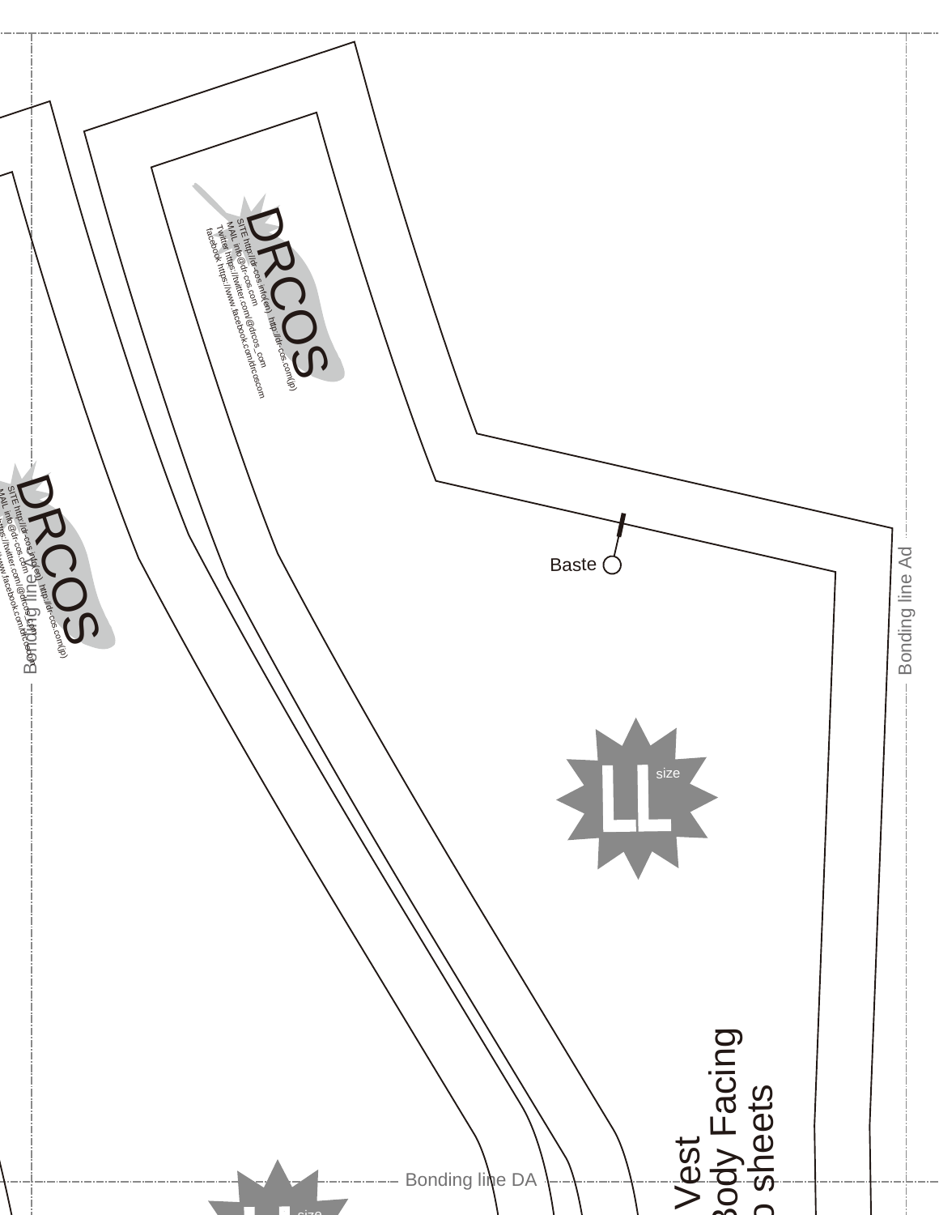DRCOS

SITE http://dr-cos.info(en) http://dr-cos.com(jp)
MAIL info@dr-cos.com
Twitter https://twitter.com/@drcos_com
facebook https://www.facebook.com/drcoscom

DRCOS

SITE http://dr-cos.info(en) http://dr-cos.com(jp)
MAIL info@dr-cos.com
Twitter https://twitter.com/@drcos_com
facebook https://www.facebook.com/drcoscom

Baste

LL size

Vest
Body Facing
o sheets

Bonding line Ad

Bonding line DA

Bonding line

LL size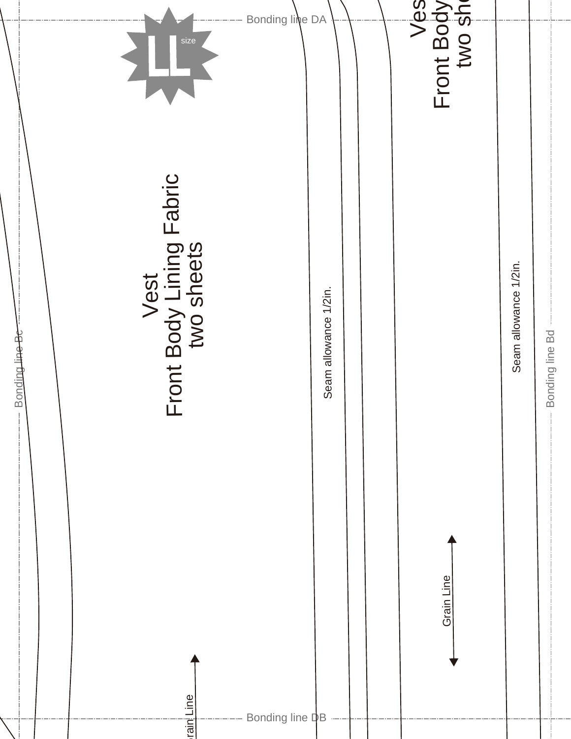Bonding line DA

LL size

Vest
Front Body Lining Fabric
two sheets

Vest
Front Body
two sh

Seam allowance 1/2in.

Seam allowance 1/2in.

Bonding line Bc

Bonding line Bd

Grain Line

Grain Line

Bonding line DB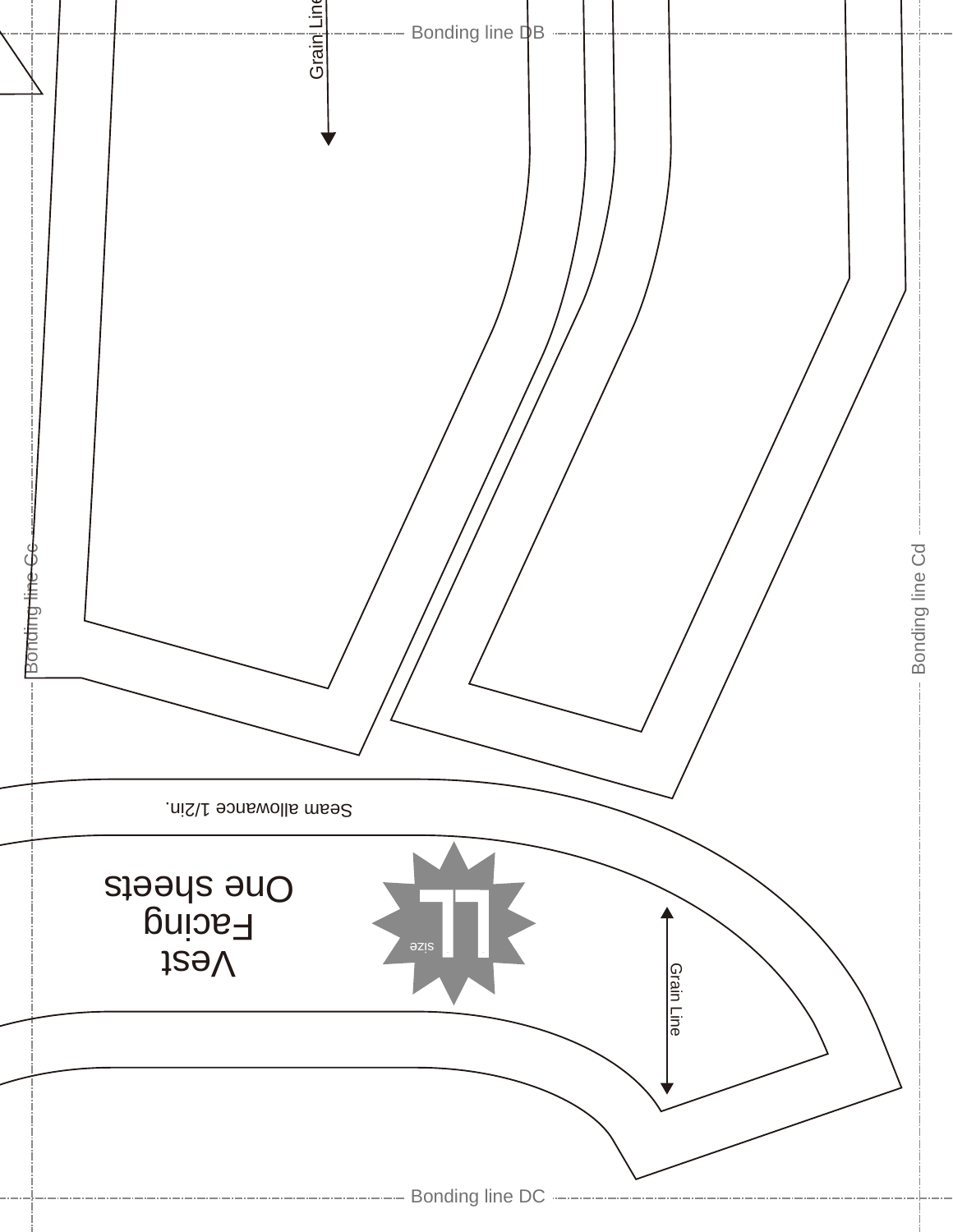Bonding line DB

Grain Line

Bonding line Cc

Bonding line Cd

Seam allowance 1/2in.

Vest
Facing
One sheets

LL
size

Grain Line

Bonding line DC